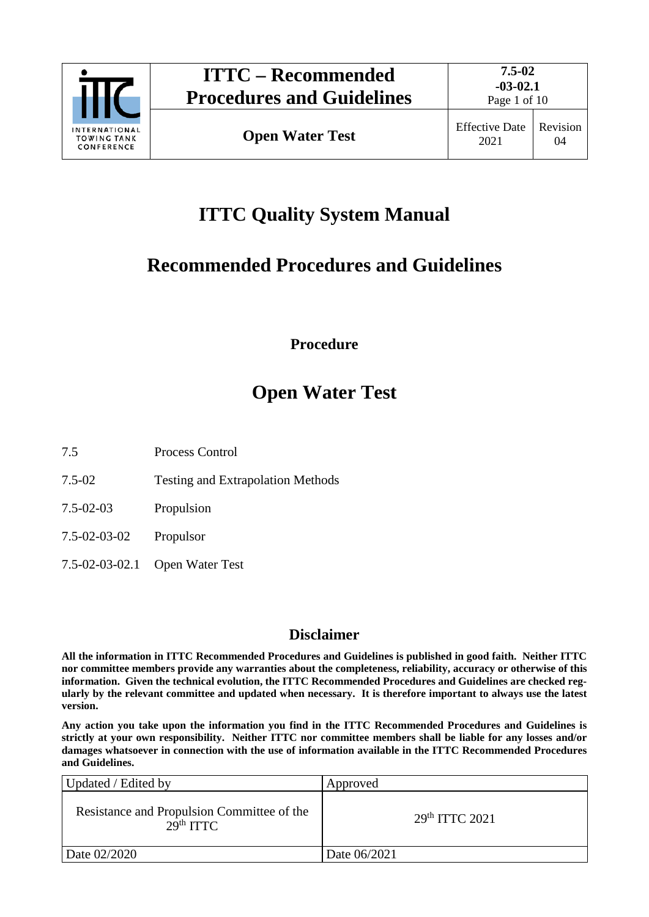# ITTC Quality System Manual

# Recommended Procedures and Guidelines

**Procedure**

# Open Water Test

| | |
|---|---|
| 7.5 | Process Control |
| 7.5-02 | Testing and Extrapolation Methods |
| 7.5-02-03 | Propulsion |
| 7.5-02-03-02 | Propulsor |
| 7.5-02-03-02.1 | Open Water Test |

## Disclaimer

**All the information in ITTC Recommended Procedures and Guidelines is published in good faith. Neither ITTC nor committee members provide any warranties about the completeness, reliability, accuracy or otherwise of this information. Given the technical evolution, the ITTC Recommended Procedures and Guidelines are checked regularly by the relevant committee and updated when necessary. It is therefore important to always use the latest version.**

**Any action you take upon the information you find in the ITTC Recommended Procedures and Guidelines is strictly at your own responsibility. Neither ITTC nor committee members shall be liable for any losses and/or damages whatsoever in connection with the use of information available in the ITTC Recommended Procedures and Guidelines.**

| Updated / Edited by | Approved |
|---|---|
| Resistance and Propulsion Committee of the 29th ITTC | 29th ITTC 2021 |
| Date 02/2020 | Date 06/2021 |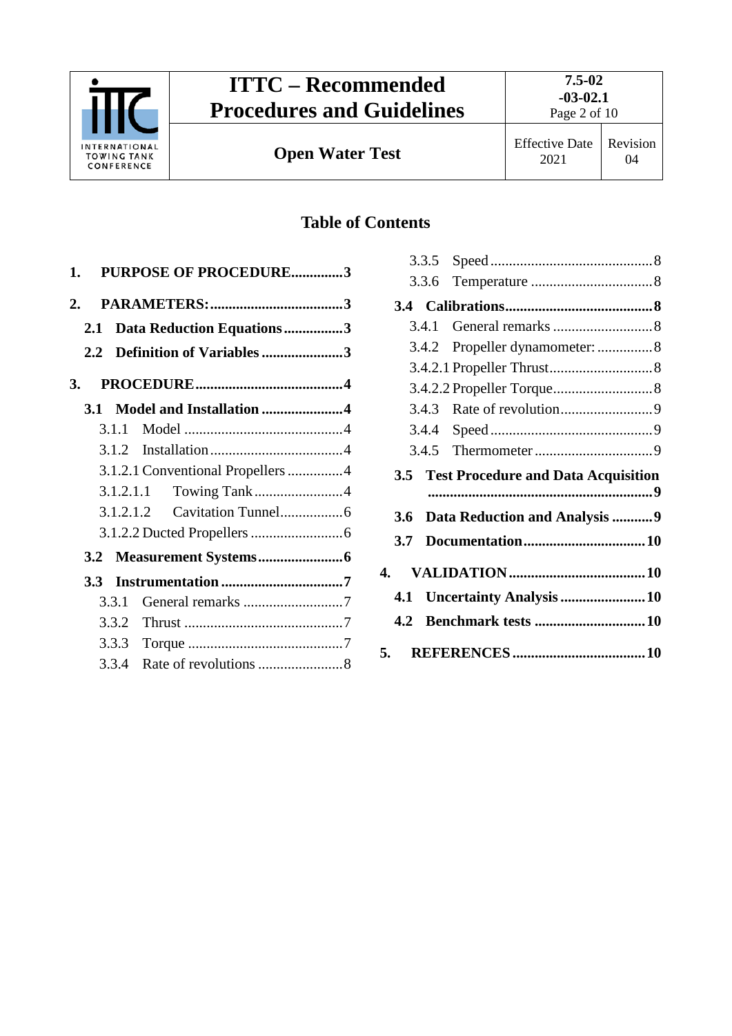## Table of Contents

- **1. PURPOSE OF PROCEDURE** .............. 3
- **2. PARAMETERS:** .............. 3
  - **2.1 Data Reduction Equations** .............. 3
  - **2.2 Definition of Variables** .............. 3
- **3. PROCEDURE** .............. 4
  - **3.1 Model and Installation** .............. 4
    - 3.1.1 Model .............. 4
    - 3.1.2 Installation .............. 4
    - 3.1.2.1 Conventional Propellers .............. 4
    - 3.1.2.1.1 Towing Tank .............. 4
    - 3.1.2.1.2 Cavitation Tunnel .............. 6
    - 3.1.2.2 Ducted Propellers .............. 6
  - **3.2 Measurement Systems** .............. 6
  - **3.3 Instrumentation** .............. 7
    - 3.3.1 General remarks .............. 7
    - 3.3.2 Thrust .............. 7
    - 3.3.3 Torque .............. 7
    - 3.3.4 Rate of revolutions .............. 8
    - 3.3.5 Speed .............. 8
    - 3.3.6 Temperature .............. 8
  - **3.4 Calibrations** .............. 8
    - 3.4.1 General remarks .............. 8
    - 3.4.2 Propeller dynamometer: .............. 8
    - 3.4.2.1 Propeller Thrust .............. 8
    - 3.4.2.2 Propeller Torque .............. 8
    - 3.4.3 Rate of revolution .............. 9
    - 3.4.4 Speed .............. 9
    - 3.4.5 Thermometer .............. 9
  - **3.5 Test Procedure and Data Acquisition** .............. 9
  - **3.6 Data Reduction and Analysis** .............. 9
  - **3.7 Documentation** .............. 10
- **4. VALIDATION** .............. 10
  - **4.1 Uncertainty Analysis** .............. 10
  - **4.2 Benchmark tests** .............. 10
- **5. REFERENCES** .............. 10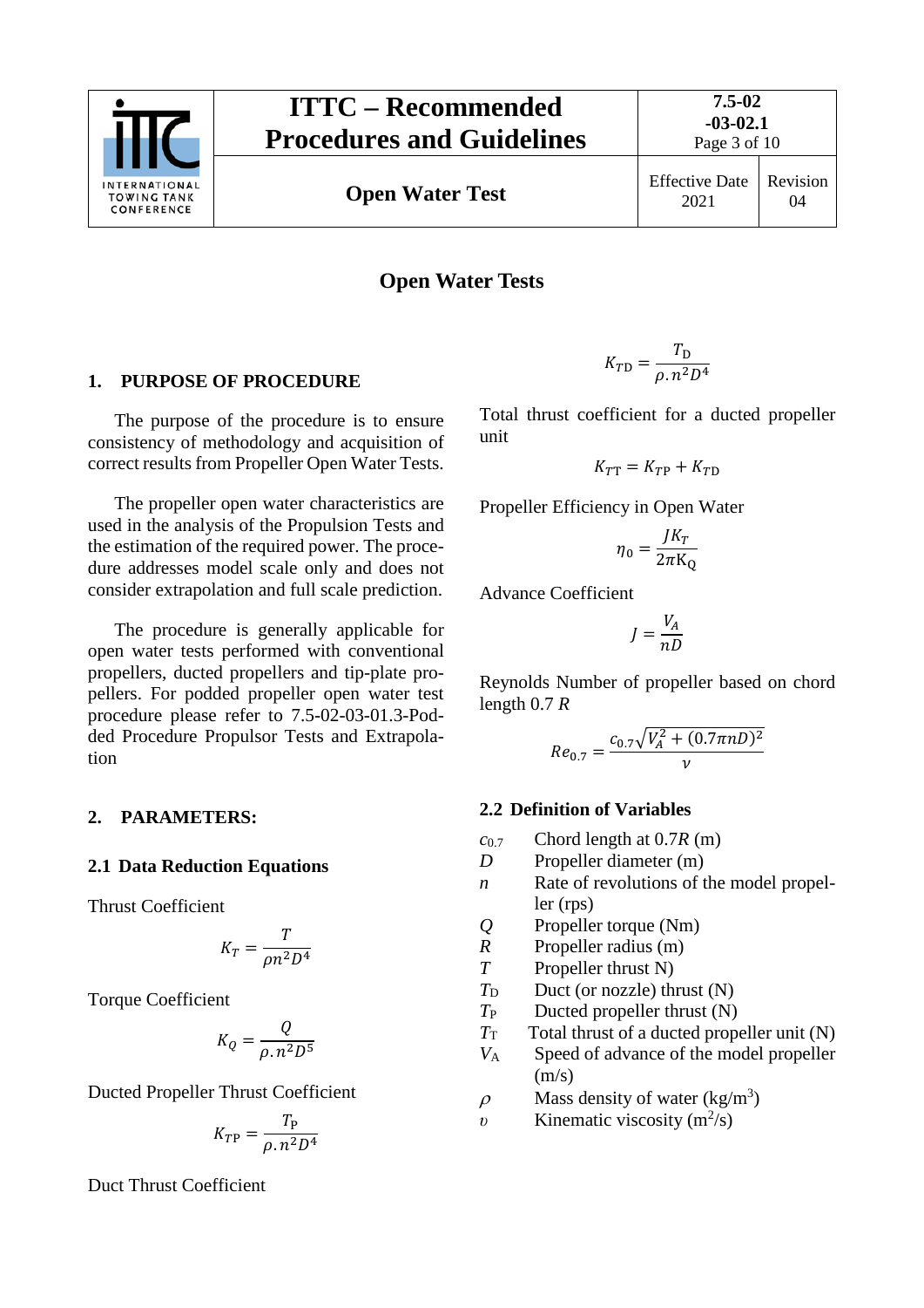# Open Water Tests

## 1. PURPOSE OF PROCEDURE

The purpose of the procedure is to ensure consistency of methodology and acquisition of correct results from Propeller Open Water Tests.

The propeller open water characteristics are used in the analysis of the Propulsion Tests and the estimation of the required power. The procedure addresses model scale only and does not consider extrapolation and full scale prediction.

The procedure is generally applicable for open water tests performed with conventional propellers, ducted propellers and tip-plate propellers. For podded propeller open water test procedure please refer to 7.5-02-03-01.3-Podded Procedure Propulsor Tests and Extrapolation

## 2. PARAMETERS:

### 2.1 Data Reduction Equations

Thrust Coefficient

$$K_T = \frac{T}{\rho n^2 D^4}$$

Torque Coefficient

$$K_Q = \frac{Q}{\rho . n^2 D^5}$$

Ducted Propeller Thrust Coefficient

$$K_{TP} = \frac{T_P}{\rho . n^2 D^4}$$

Duct Thrust Coefficient

$$K_{TD} = \frac{T_D}{\rho . n^2 D^4}$$

Total thrust coefficient for a ducted propeller unit

$$K_{TT} = K_{TP} + K_{TD}$$

Propeller Efficiency in Open Water

$$\eta_0 = \frac{J K_T}{2\pi K_Q}$$

Advance Coefficient

$$J = \frac{V_A}{nD}$$

Reynolds Number of propeller based on chord length 0.7 $R$

$$Re_{0.7} = \frac{c_{0.7}\sqrt{V_A^2 + (0.7\pi n D)^2}}{\nu}$$

### 2.2 Definition of Variables

- $c_{0.7}$ — Chord length at 0.7$R$ (m)
- $D$ — Propeller diameter (m)
- $n$ — Rate of revolutions of the model propeller (rps)
- $Q$ — Propeller torque (Nm)
- $R$ — Propeller radius (m)
- $T$ — Propeller thrust N)
- $T_D$ — Duct (or nozzle) thrust (N)
- $T_P$ — Ducted propeller thrust (N)
- $T_T$ — Total thrust of a ducted propeller unit (N)
- $V_A$ — Speed of advance of the model propeller (m/s)
- $\rho$ — Mass density of water (kg/m$^3$)
- $\upsilon$ — Kinematic viscosity (m$^2$/s)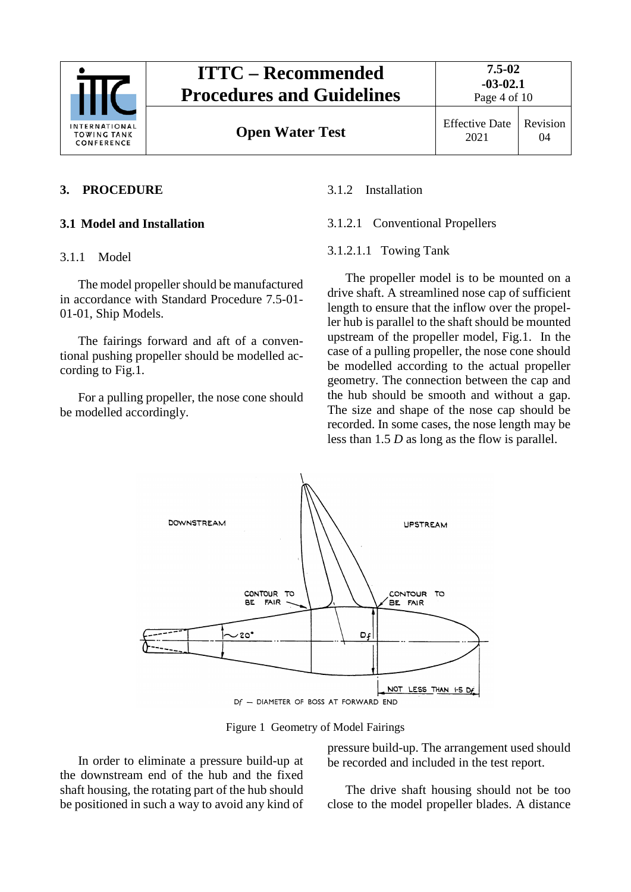## 3. PROCEDURE

### 3.1 Model and Installation

#### 3.1.1 Model

The model propeller should be manufactured in accordance with Standard Procedure 7.5-01-01-01, Ship Models.

The fairings forward and aft of a conventional pushing propeller should be modelled according to Fig.1.

For a pulling propeller, the nose cone should be modelled accordingly.

#### 3.1.2 Installation

##### 3.1.2.1 Conventional Propellers

##### 3.1.2.1.1 Towing Tank

The propeller model is to be mounted on a drive shaft. A streamlined nose cap of sufficient length to ensure that the inflow over the propeller hub is parallel to the shaft should be mounted upstream of the propeller model, Fig.1. In the case of a pulling propeller, the nose cone should be modelled according to the actual propeller geometry. The connection between the cap and the hub should be smooth and without a gap. The size and shape of the nose cap should be recorded. In some cases, the nose length may be less than 1.5 *D* as long as the flow is parallel.

Figure 1 Geometry of Model Fairings

In order to eliminate a pressure build-up at the downstream end of the hub and the fixed shaft housing, the rotating part of the hub should be positioned in such a way to avoid any kind of pressure build-up. The arrangement used should be recorded and included in the test report.

The drive shaft housing should not be too close to the model propeller blades. A distance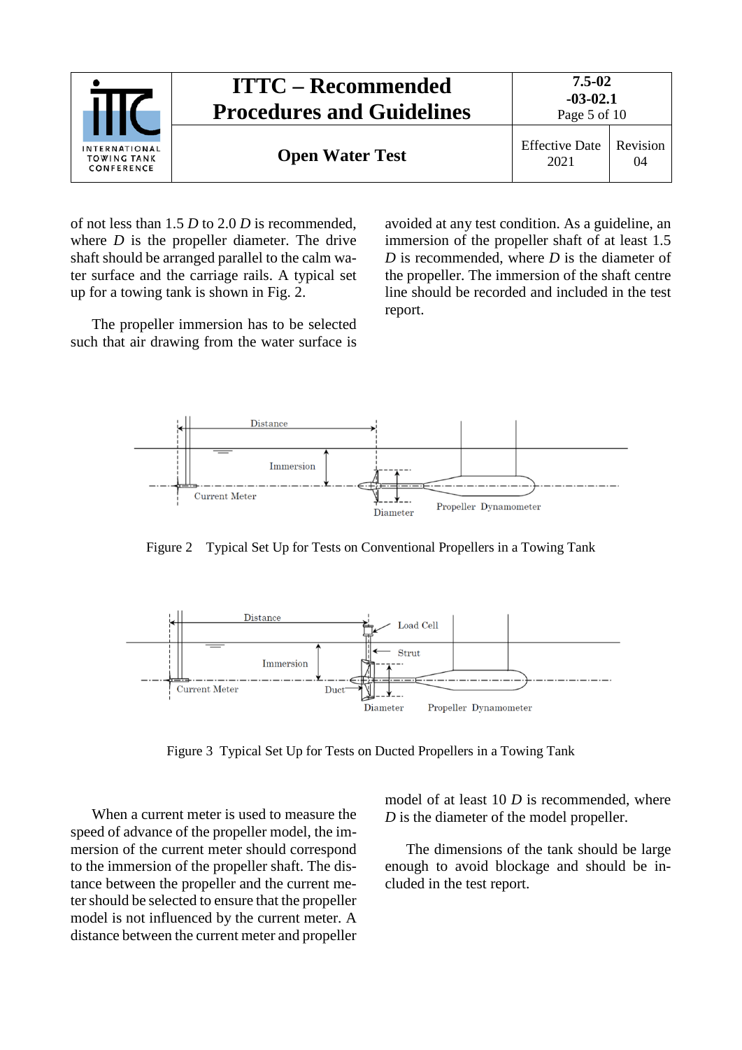of not less than 1.5 *D* to 2.0 *D* is recommended, where *D* is the propeller diameter. The drive shaft should be arranged parallel to the calm water surface and the carriage rails. A typical set up for a towing tank is shown in Fig. 2.

The propeller immersion has to be selected such that air drawing from the water surface is avoided at any test condition. As a guideline, an immersion of the propeller shaft of at least 1.5 *D* is recommended, where *D* is the diameter of the propeller. The immersion of the shaft centre line should be recorded and included in the test report.

Figure 2 Typical Set Up for Tests on Conventional Propellers in a Towing Tank

Figure 3 Typical Set Up for Tests on Ducted Propellers in a Towing Tank

When a current meter is used to measure the speed of advance of the propeller model, the immersion of the current meter should correspond to the immersion of the propeller shaft. The distance between the propeller and the current meter should be selected to ensure that the propeller model is not influenced by the current meter. A distance between the current meter and propeller model of at least 10 *D* is recommended, where *D* is the diameter of the model propeller.

The dimensions of the tank should be large enough to avoid blockage and should be included in the test report.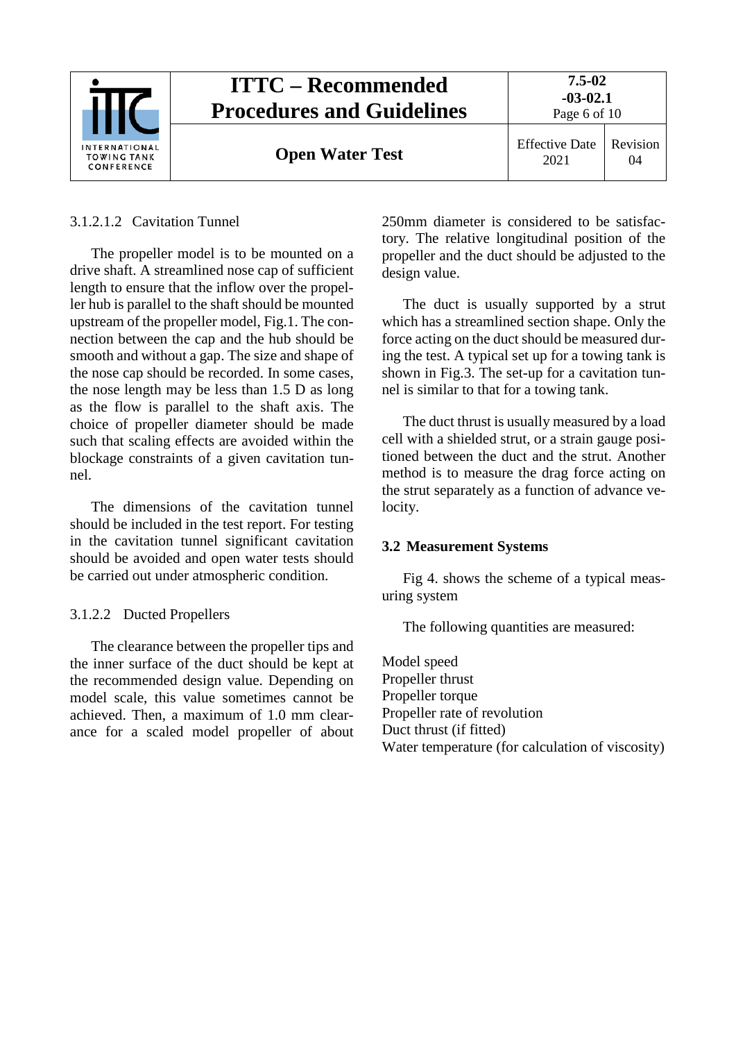#### 3.1.2.1.2 Cavitation Tunnel

The propeller model is to be mounted on a drive shaft. A streamlined nose cap of sufficient length to ensure that the inflow over the propeller hub is parallel to the shaft should be mounted upstream of the propeller model, Fig.1. The connection between the cap and the hub should be smooth and without a gap. The size and shape of the nose cap should be recorded. In some cases, the nose length may be less than 1.5 D as long as the flow is parallel to the shaft axis. The choice of propeller diameter should be made such that scaling effects are avoided within the blockage constraints of a given cavitation tunnel.

The dimensions of the cavitation tunnel should be included in the test report. For testing in the cavitation tunnel significant cavitation should be avoided and open water tests should be carried out under atmospheric condition.

#### 3.1.2.2 Ducted Propellers

The clearance between the propeller tips and the inner surface of the duct should be kept at the recommended design value. Depending on model scale, this value sometimes cannot be achieved. Then, a maximum of 1.0 mm clearance for a scaled model propeller of about 250mm diameter is considered to be satisfactory. The relative longitudinal position of the propeller and the duct should be adjusted to the design value.

The duct is usually supported by a strut which has a streamlined section shape. Only the force acting on the duct should be measured during the test. A typical set up for a towing tank is shown in Fig.3. The set-up for a cavitation tunnel is similar to that for a towing tank.

The duct thrust is usually measured by a load cell with a shielded strut, or a strain gauge positioned between the duct and the strut. Another method is to measure the drag force acting on the strut separately as a function of advance velocity.

### 3.2 Measurement Systems

Fig 4. shows the scheme of a typical measuring system

The following quantities are measured:

Model speed  
Propeller thrust  
Propeller torque  
Propeller rate of revolution  
Duct thrust (if fitted)  
Water temperature (for calculation of viscosity)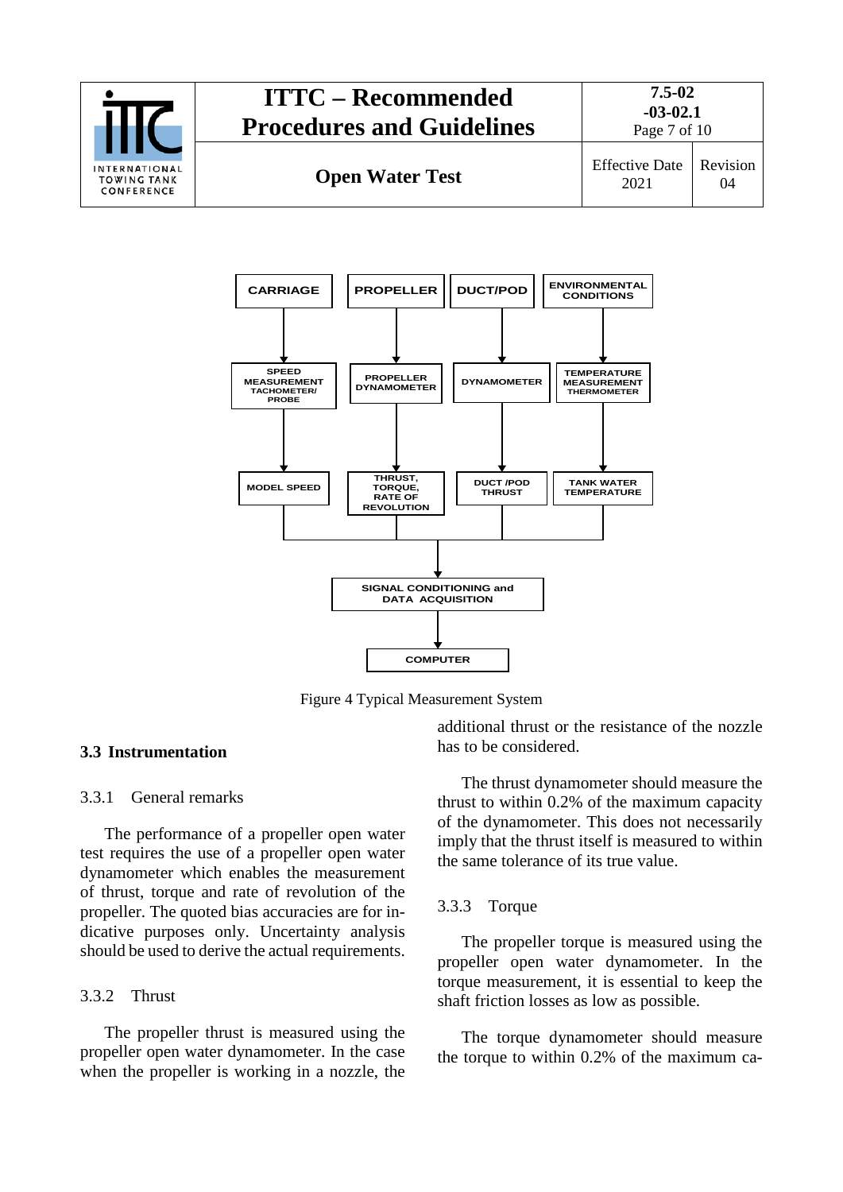CARRIAGE → SPEED MEASUREMENT TACHOMETER/ PROBE → MODEL SPEED

PROPELLER → PROPELLER DYNAMOMETER → THRUST, TORQUE, RATE OF REVOLUTION

DUCT/POD → DYNAMOMETER → DUCT /POD THRUST

ENVIRONMENTAL CONDITIONS → TEMPERATURE MEASUREMENT THERMOMETER → TANK WATER TEMPERATURE

→ SIGNAL CONDITIONING and DATA ACQUISITION → COMPUTER

Figure 4 Typical Measurement System

## 3.3 Instrumentation

### 3.3.1 General remarks

The performance of a propeller open water test requires the use of a propeller open water dynamometer which enables the measurement of thrust, torque and rate of revolution of the propeller. The quoted bias accuracies are for indicative purposes only. Uncertainty analysis should be used to derive the actual requirements.

### 3.3.2 Thrust

The propeller thrust is measured using the propeller open water dynamometer. In the case when the propeller is working in a nozzle, the additional thrust or the resistance of the nozzle has to be considered.

The thrust dynamometer should measure the thrust to within 0.2% of the maximum capacity of the dynamometer. This does not necessarily imply that the thrust itself is measured to within the same tolerance of its true value.

### 3.3.3 Torque

The propeller torque is measured using the propeller open water dynamometer. In the torque measurement, it is essential to keep the shaft friction losses as low as possible.

The torque dynamometer should measure the torque to within 0.2% of the maximum ca-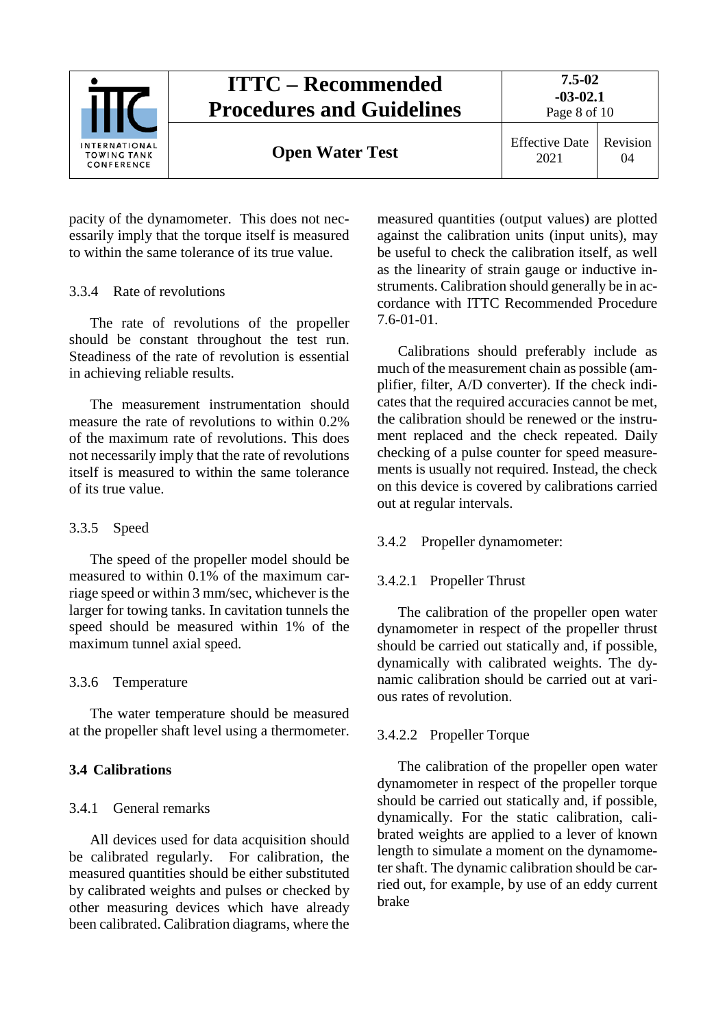pacity of the dynamometer. This does not necessarily imply that the torque itself is measured to within the same tolerance of its true value.

### 3.3.4 Rate of revolutions

The rate of revolutions of the propeller should be constant throughout the test run. Steadiness of the rate of revolution is essential in achieving reliable results.

The measurement instrumentation should measure the rate of revolutions to within 0.2% of the maximum rate of revolutions. This does not necessarily imply that the rate of revolutions itself is measured to within the same tolerance of its true value.

### 3.3.5 Speed

The speed of the propeller model should be measured to within 0.1% of the maximum carriage speed or within 3 mm/sec, whichever is the larger for towing tanks. In cavitation tunnels the speed should be measured within 1% of the maximum tunnel axial speed.

### 3.3.6 Temperature

The water temperature should be measured at the propeller shaft level using a thermometer.

## 3.4 Calibrations

### 3.4.1 General remarks

All devices used for data acquisition should be calibrated regularly. For calibration, the measured quantities should be either substituted by calibrated weights and pulses or checked by other measuring devices which have already been calibrated. Calibration diagrams, where the measured quantities (output values) are plotted against the calibration units (input units), may be useful to check the calibration itself, as well as the linearity of strain gauge or inductive instruments. Calibration should generally be in accordance with ITTC Recommended Procedure 7.6-01-01.

Calibrations should preferably include as much of the measurement chain as possible (amplifier, filter, A/D converter). If the check indicates that the required accuracies cannot be met, the calibration should be renewed or the instrument replaced and the check repeated. Daily checking of a pulse counter for speed measurements is usually not required. Instead, the check on this device is covered by calibrations carried out at regular intervals.

### 3.4.2 Propeller dynamometer:

#### 3.4.2.1 Propeller Thrust

The calibration of the propeller open water dynamometer in respect of the propeller thrust should be carried out statically and, if possible, dynamically with calibrated weights. The dynamic calibration should be carried out at various rates of revolution.

#### 3.4.2.2 Propeller Torque

The calibration of the propeller open water dynamometer in respect of the propeller torque should be carried out statically and, if possible, dynamically. For the static calibration, calibrated weights are applied to a lever of known length to simulate a moment on the dynamometer shaft. The dynamic calibration should be carried out, for example, by use of an eddy current brake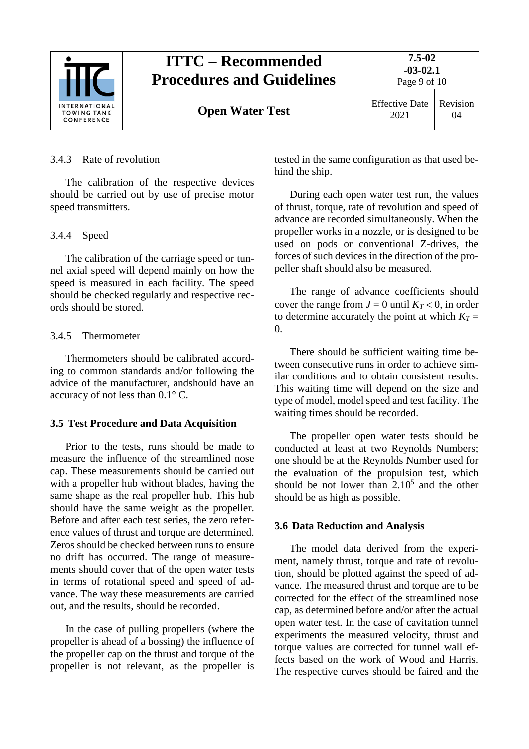3.4.3 Rate of revolution

The calibration of the respective devices should be carried out by use of precise motor speed transmitters.

3.4.4 Speed

The calibration of the carriage speed or tunnel axial speed will depend mainly on how the speed is measured in each facility. The speed should be checked regularly and respective records should be stored.

3.4.5 Thermometer

Thermometers should be calibrated according to common standards and/or following the advice of the manufacturer, andshould have an accuracy of not less than 0.1° C.

### 3.5 Test Procedure and Data Acquisition

Prior to the tests, runs should be made to measure the influence of the streamlined nose cap. These measurements should be carried out with a propeller hub without blades, having the same shape as the real propeller hub. This hub should have the same weight as the propeller. Before and after each test series, the zero reference values of thrust and torque are determined. Zeros should be checked between runs to ensure no drift has occurred. The range of measurements should cover that of the open water tests in terms of rotational speed and speed of advance. The way these measurements are carried out, and the results, should be recorded.

In the case of pulling propellers (where the propeller is ahead of a bossing) the influence of the propeller cap on the thrust and torque of the propeller is not relevant, as the propeller is tested in the same configuration as that used behind the ship.

During each open water test run, the values of thrust, torque, rate of revolution and speed of advance are recorded simultaneously. When the propeller works in a nozzle, or is designed to be used on pods or conventional Z-drives, the forces of such devices in the direction of the propeller shaft should also be measured.

The range of advance coefficients should cover the range from $J = 0$ until $K_T < 0$, in order to determine accurately the point at which $K_T = 0$.

There should be sufficient waiting time between consecutive runs in order to achieve similar conditions and to obtain consistent results. This waiting time will depend on the size and type of model, model speed and test facility. The waiting times should be recorded.

The propeller open water tests should be conducted at least at two Reynolds Numbers; one should be at the Reynolds Number used for the evaluation of the propulsion test, which should be not lower than $2.10^5$ and the other should be as high as possible.

### 3.6 Data Reduction and Analysis

The model data derived from the experiment, namely thrust, torque and rate of revolution, should be plotted against the speed of advance. The measured thrust and torque are to be corrected for the effect of the streamlined nose cap, as determined before and/or after the actual open water test. In the case of cavitation tunnel experiments the measured velocity, thrust and torque values are corrected for tunnel wall effects based on the work of Wood and Harris. The respective curves should be faired and the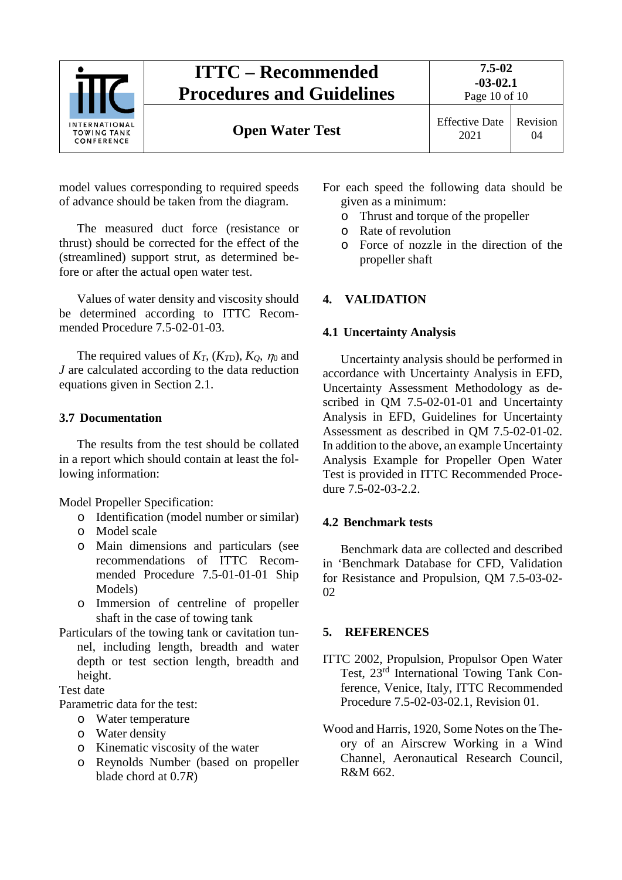model values corresponding to required speeds of advance should be taken from the diagram.

The measured duct force (resistance or thrust) should be corrected for the effect of the (streamlined) support strut, as determined before or after the actual open water test.

Values of water density and viscosity should be determined according to ITTC Recommended Procedure 7.5-02-01-03.

The required values of $K_T$, ($K_{TD}$), $K_Q$, $\eta_0$ and $J$ are calculated according to the data reduction equations given in Section 2.1.

### 3.7 Documentation

The results from the test should be collated in a report which should contain at least the following information:

Model Propeller Specification:

- Identification (model number or similar)
- Model scale
- Main dimensions and particulars (see recommendations of ITTC Recommended Procedure 7.5-01-01-01 Ship Models)
- Immersion of centreline of propeller shaft in the case of towing tank

Particulars of the towing tank or cavitation tunnel, including length, breadth and water depth or test section length, breadth and height.

Test date

Parametric data for the test:

- Water temperature
- Water density
- Kinematic viscosity of the water
- Reynolds Number (based on propeller blade chord at $0.7R$)

For each speed the following data should be given as a minimum:

- Thrust and torque of the propeller
- Rate of revolution
- Force of nozzle in the direction of the propeller shaft

## 4. VALIDATION

### 4.1 Uncertainty Analysis

Uncertainty analysis should be performed in accordance with Uncertainty Analysis in EFD, Uncertainty Assessment Methodology as described in QM 7.5-02-01-01 and Uncertainty Analysis in EFD, Guidelines for Uncertainty Assessment as described in QM 7.5-02-01-02. In addition to the above, an example Uncertainty Analysis Example for Propeller Open Water Test is provided in ITTC Recommended Procedure 7.5-02-03-2.2.

### 4.2 Benchmark tests

Benchmark data are collected and described in 'Benchmark Database for CFD, Validation for Resistance and Propulsion, QM 7.5-03-02-02

## 5. REFERENCES

ITTC 2002, Propulsion, Propulsor Open Water Test, 23rd International Towing Tank Conference, Venice, Italy, ITTC Recommended Procedure 7.5-02-03-02.1, Revision 01.

Wood and Harris, 1920, Some Notes on the Theory of an Airscrew Working in a Wind Channel, Aeronautical Research Council, R&M 662.